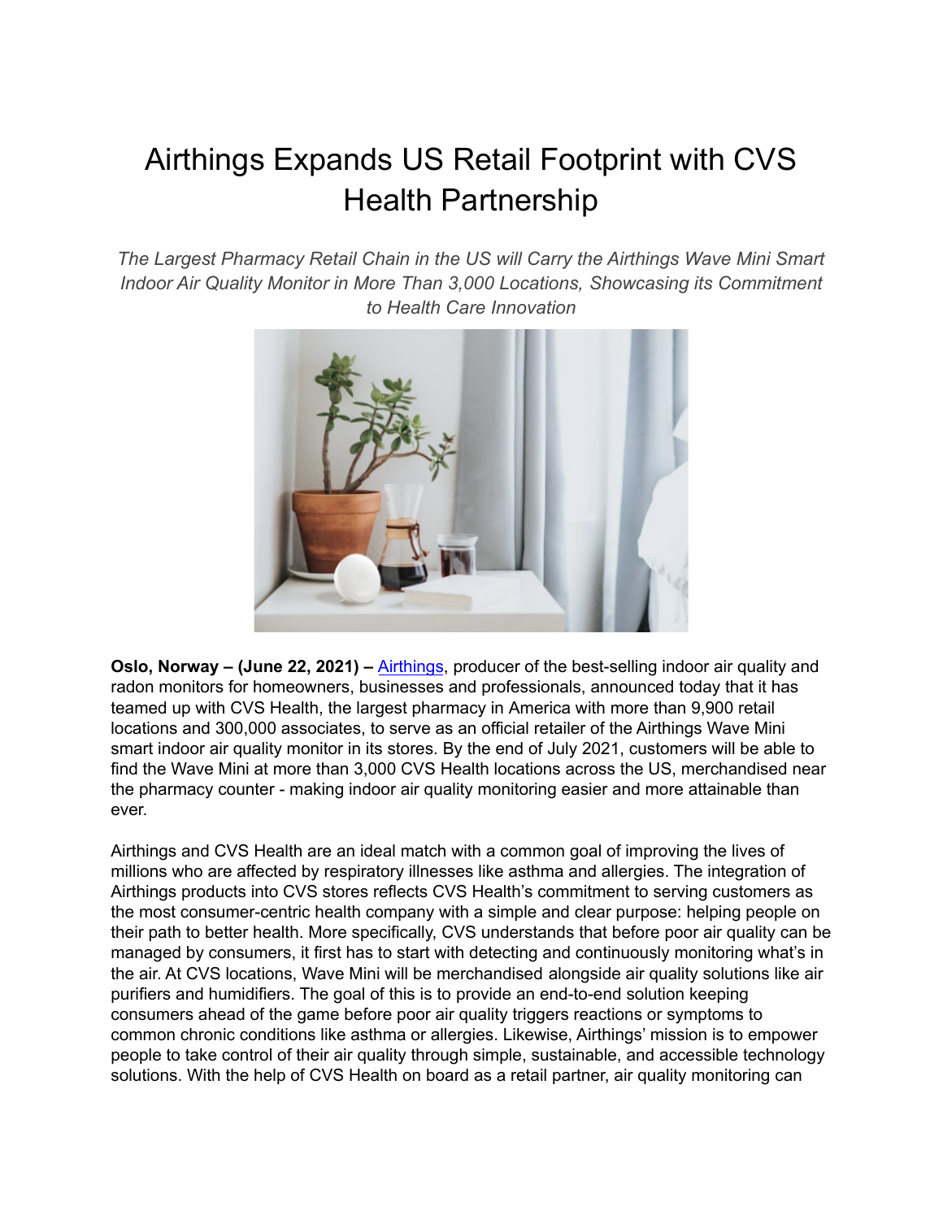# Airthings Expands US Retail Footprint with CVS Health Partnership

*The Largest Pharmacy Retail Chain in the US will Carry the Airthings Wave Mini Smart Indoor Air Quality Monitor in More Than 3,000 Locations, Showcasing its Commitment to Health Care Innovation*

**Oslo, Norway – (June 22, 2021) –** [Airthings](), producer of the best-selling indoor air quality and radon monitors for homeowners, businesses and professionals, announced today that it has teamed up with CVS Health, the largest pharmacy in America with more than 9,900 retail locations and 300,000 associates, to serve as an official retailer of the Airthings Wave Mini smart indoor air quality monitor in its stores. By the end of July 2021, customers will be able to find the Wave Mini at more than 3,000 CVS Health locations across the US, merchandised near the pharmacy counter - making indoor air quality monitoring easier and more attainable than ever.

Airthings and CVS Health are an ideal match with a common goal of improving the lives of millions who are affected by respiratory illnesses like asthma and allergies. The integration of Airthings products into CVS stores reflects CVS Health's commitment to serving customers as the most consumer-centric health company with a simple and clear purpose: helping people on their path to better health. More specifically, CVS understands that before poor air quality can be managed by consumers, it first has to start with detecting and continuously monitoring what's in the air. At CVS locations, Wave Mini will be merchandised alongside air quality solutions like air purifiers and humidifiers. The goal of this is to provide an end-to-end solution keeping consumers ahead of the game before poor air quality triggers reactions or symptoms to common chronic conditions like asthma or allergies. Likewise, Airthings' mission is to empower people to take control of their air quality through simple, sustainable, and accessible technology solutions. With the help of CVS Health on board as a retail partner, air quality monitoring can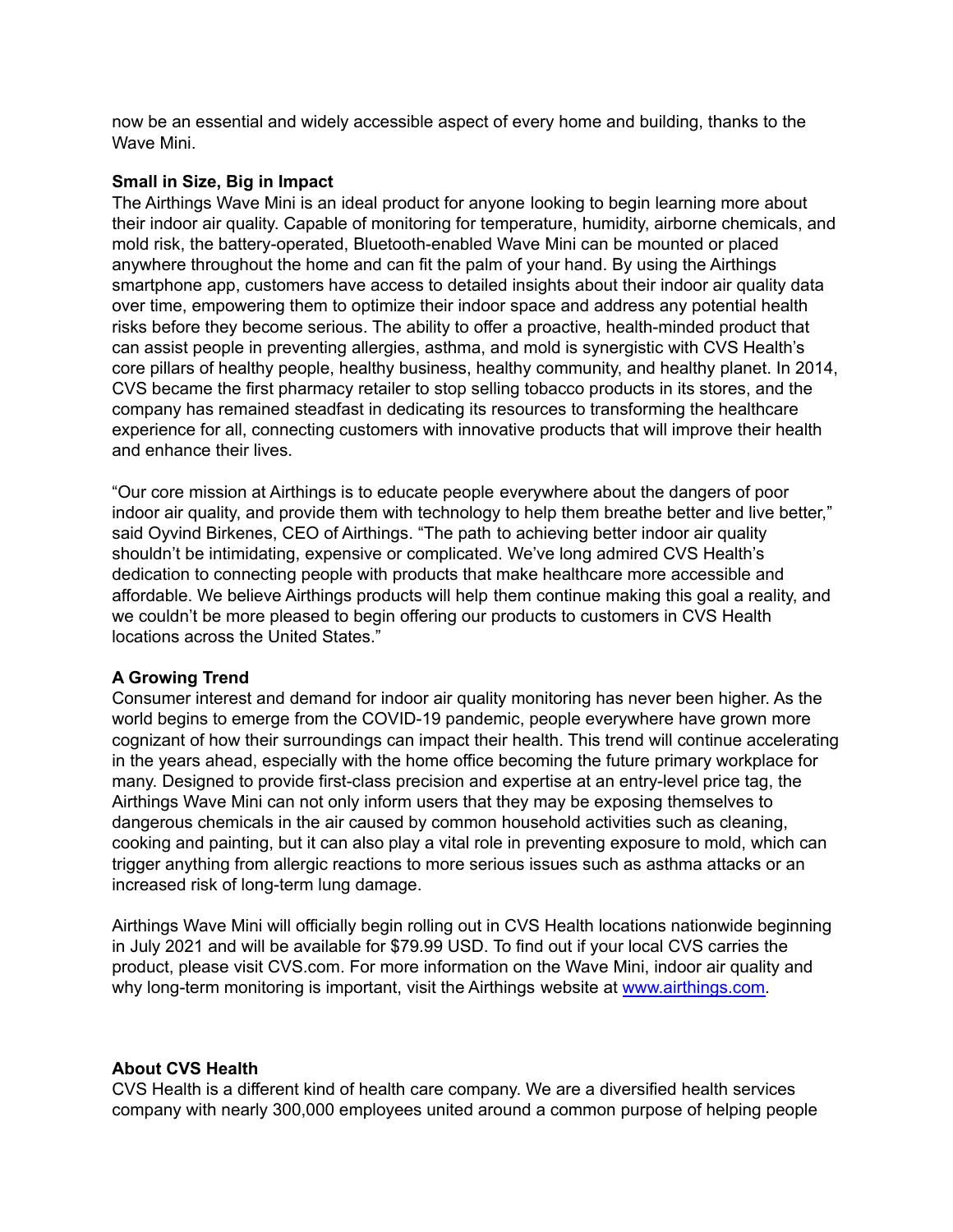now be an essential and widely accessible aspect of every home and building, thanks to the Wave Mini.

**Small in Size, Big in Impact**

The Airthings Wave Mini is an ideal product for anyone looking to begin learning more about their indoor air quality. Capable of monitoring for temperature, humidity, airborne chemicals, and mold risk, the battery-operated, Bluetooth-enabled Wave Mini can be mounted or placed anywhere throughout the home and can fit the palm of your hand. By using the Airthings smartphone app, customers have access to detailed insights about their indoor air quality data over time, empowering them to optimize their indoor space and address any potential health risks before they become serious. The ability to offer a proactive, health-minded product that can assist people in preventing allergies, asthma, and mold is synergistic with CVS Health's core pillars of healthy people, healthy business, healthy community, and healthy planet. In 2014, CVS became the first pharmacy retailer to stop selling tobacco products in its stores, and the company has remained steadfast in dedicating its resources to transforming the healthcare experience for all, connecting customers with innovative products that will improve their health and enhance their lives.

"Our core mission at Airthings is to educate people everywhere about the dangers of poor indoor air quality, and provide them with technology to help them breathe better and live better," said Oyvind Birkenes, CEO of Airthings. "The path to achieving better indoor air quality shouldn't be intimidating, expensive or complicated. We've long admired CVS Health's dedication to connecting people with products that make healthcare more accessible and affordable. We believe Airthings products will help them continue making this goal a reality, and we couldn't be more pleased to begin offering our products to customers in CVS Health locations across the United States."

**A Growing Trend**

Consumer interest and demand for indoor air quality monitoring has never been higher. As the world begins to emerge from the COVID-19 pandemic, people everywhere have grown more cognizant of how their surroundings can impact their health. This trend will continue accelerating in the years ahead, especially with the home office becoming the future primary workplace for many. Designed to provide first-class precision and expertise at an entry-level price tag, the Airthings Wave Mini can not only inform users that they may be exposing themselves to dangerous chemicals in the air caused by common household activities such as cleaning, cooking and painting, but it can also play a vital role in preventing exposure to mold, which can trigger anything from allergic reactions to more serious issues such as asthma attacks or an increased risk of long-term lung damage.

Airthings Wave Mini will officially begin rolling out in CVS Health locations nationwide beginning in July 2021 and will be available for $79.99 USD. To find out if your local CVS carries the product, please visit CVS.com. For more information on the Wave Mini, indoor air quality and why long-term monitoring is important, visit the Airthings website at [www.airthings.com](http://www.airthings.com).

**About CVS Health**

CVS Health is a different kind of health care company. We are a diversified health services company with nearly 300,000 employees united around a common purpose of helping people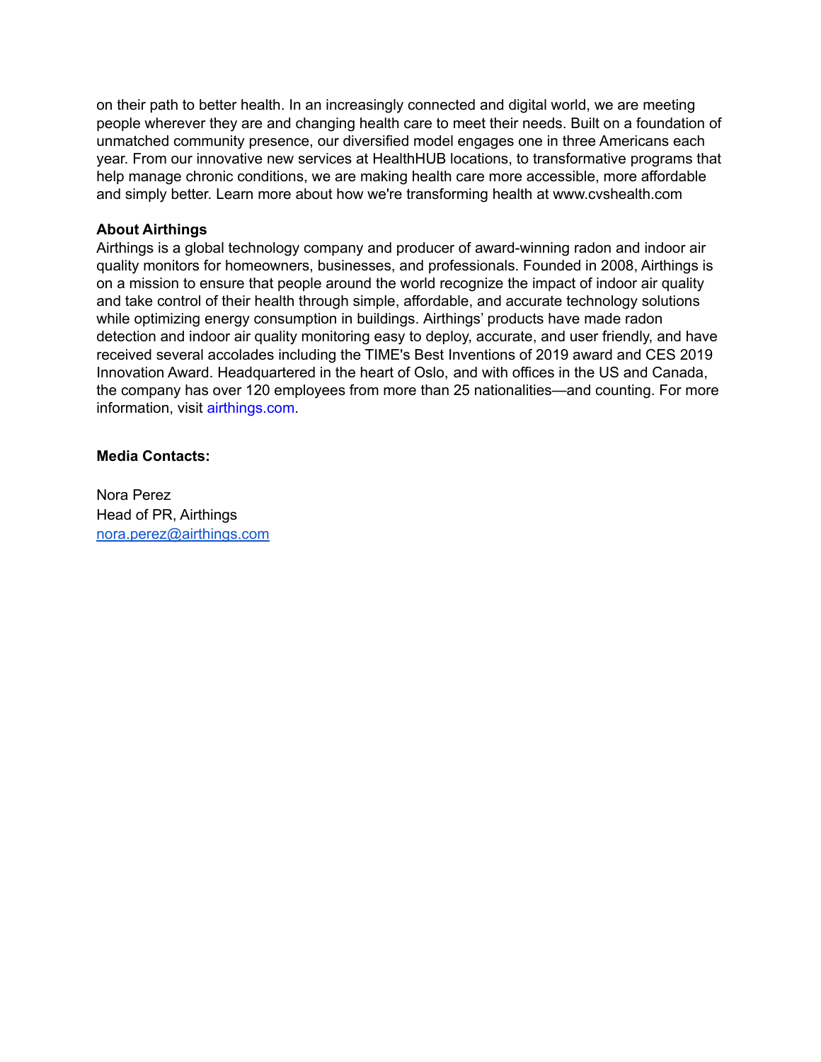on their path to better health. In an increasingly connected and digital world, we are meeting people wherever they are and changing health care to meet their needs. Built on a foundation of unmatched community presence, our diversified model engages one in three Americans each year. From our innovative new services at HealthHUB locations, to transformative programs that help manage chronic conditions, we are making health care more accessible, more affordable and simply better. Learn more about how we're transforming health at www.cvshealth.com

**About Airthings**

Airthings is a global technology company and producer of award-winning radon and indoor air quality monitors for homeowners, businesses, and professionals. Founded in 2008, Airthings is on a mission to ensure that people around the world recognize the impact of indoor air quality and take control of their health through simple, affordable, and accurate technology solutions while optimizing energy consumption in buildings. Airthings' products have made radon detection and indoor air quality monitoring easy to deploy, accurate, and user friendly, and have received several accolades including the TIME's Best Inventions of 2019 award and CES 2019 Innovation Award. Headquartered in the heart of Oslo, and with offices in the US and Canada, the company has over 120 employees from more than 25 nationalities—and counting. For more information, visit airthings.com.

**Media Contacts:**

Nora Perez
Head of PR, Airthings
nora.perez@airthings.com